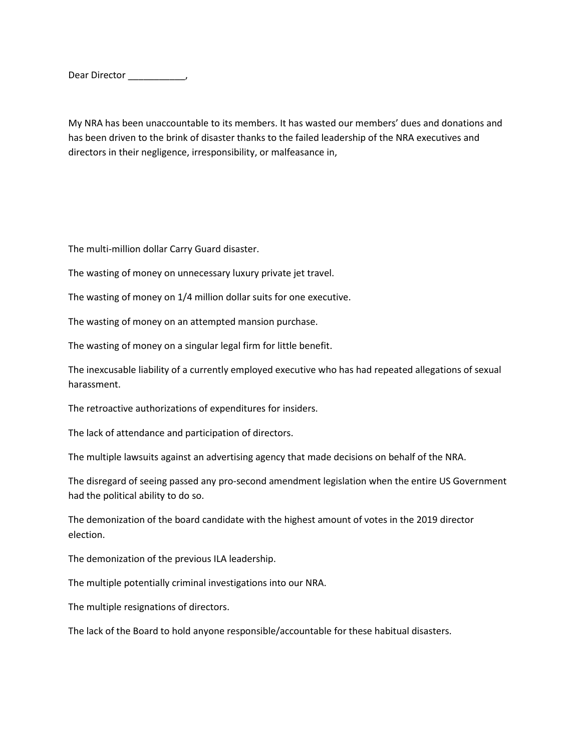Dear Director ___________,

My NRA has been unaccountable to its members. It has wasted our members' dues and donations and has been driven to the brink of disaster thanks to the failed leadership of the NRA executives and directors in their negligence, irresponsibility, or malfeasance in,

The multi-million dollar Carry Guard disaster.

The wasting of money on unnecessary luxury private jet travel.

The wasting of money on 1/4 million dollar suits for one executive.

The wasting of money on an attempted mansion purchase.

The wasting of money on a singular legal firm for little benefit.

The inexcusable liability of a currently employed executive who has had repeated allegations of sexual harassment.

The retroactive authorizations of expenditures for insiders.

The lack of attendance and participation of directors.

The multiple lawsuits against an advertising agency that made decisions on behalf of the NRA.

The disregard of seeing passed any pro-second amendment legislation when the entire US Government had the political ability to do so.

The demonization of the board candidate with the highest amount of votes in the 2019 director election.

The demonization of the previous ILA leadership.

The multiple potentially criminal investigations into our NRA.

The multiple resignations of directors.

The lack of the Board to hold anyone responsible/accountable for these habitual disasters.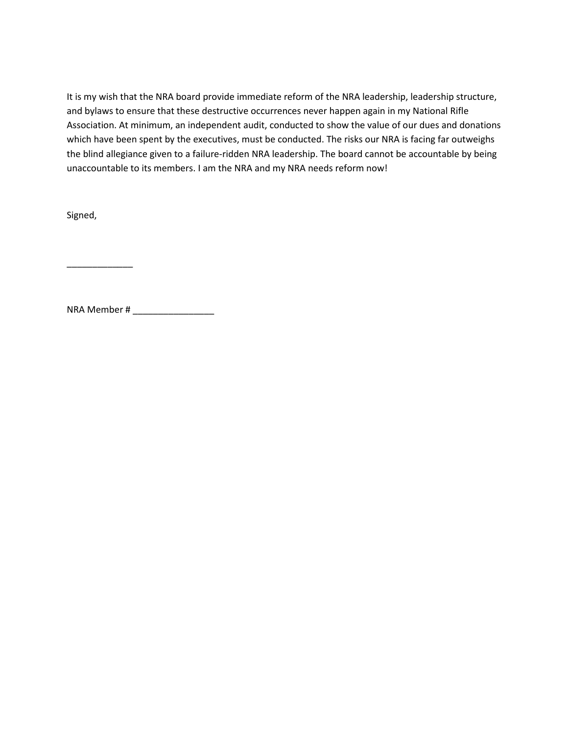It is my wish that the NRA board provide immediate reform of the NRA leadership, leadership structure, and bylaws to ensure that these destructive occurrences never happen again in my National Rifle Association. At minimum, an independent audit, conducted to show the value of our dues and donations which have been spent by the executives, must be conducted. The risks our NRA is facing far outweighs the blind allegiance given to a failure-ridden NRA leadership. The board cannot be accountable by being unaccountable to its members. I am the NRA and my NRA needs reform now!

Signed,

_____________

NRA Member # ________________